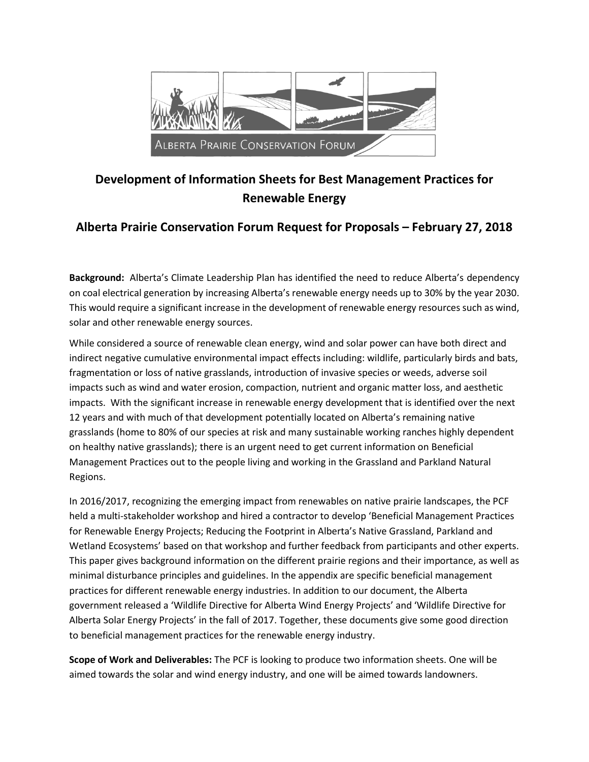# Development of Information Sheets for Best Management Practices for Renewable Energy

## Alberta Prairie Conservation Forum Request for Proposals – February 27, 2018

**Background:** Alberta's Climate Leadership Plan has identified the need to reduce Alberta's dependency on coal electrical generation by increasing Alberta's renewable energy needs up to 30% by the year 2030. This would require a significant increase in the development of renewable energy resources such as wind, solar and other renewable energy sources.

While considered a source of renewable clean energy, wind and solar power can have both direct and indirect negative cumulative environmental impact effects including: wildlife, particularly birds and bats, fragmentation or loss of native grasslands, introduction of invasive species or weeds, adverse soil impacts such as wind and water erosion, compaction, nutrient and organic matter loss, and aesthetic impacts. With the significant increase in renewable energy development that is identified over the next 12 years and with much of that development potentially located on Alberta's remaining native grasslands (home to 80% of our species at risk and many sustainable working ranches highly dependent on healthy native grasslands); there is an urgent need to get current information on Beneficial Management Practices out to the people living and working in the Grassland and Parkland Natural Regions.

In 2016/2017, recognizing the emerging impact from renewables on native prairie landscapes, the PCF held a multi-stakeholder workshop and hired a contractor to develop 'Beneficial Management Practices for Renewable Energy Projects; Reducing the Footprint in Alberta's Native Grassland, Parkland and Wetland Ecosystems' based on that workshop and further feedback from participants and other experts. This paper gives background information on the different prairie regions and their importance, as well as minimal disturbance principles and guidelines. In the appendix are specific beneficial management practices for different renewable energy industries. In addition to our document, the Alberta government released a 'Wildlife Directive for Alberta Wind Energy Projects' and 'Wildlife Directive for Alberta Solar Energy Projects' in the fall of 2017. Together, these documents give some good direction to beneficial management practices for the renewable energy industry.

**Scope of Work and Deliverables:** The PCF is looking to produce two information sheets. One will be aimed towards the solar and wind energy industry, and one will be aimed towards landowners.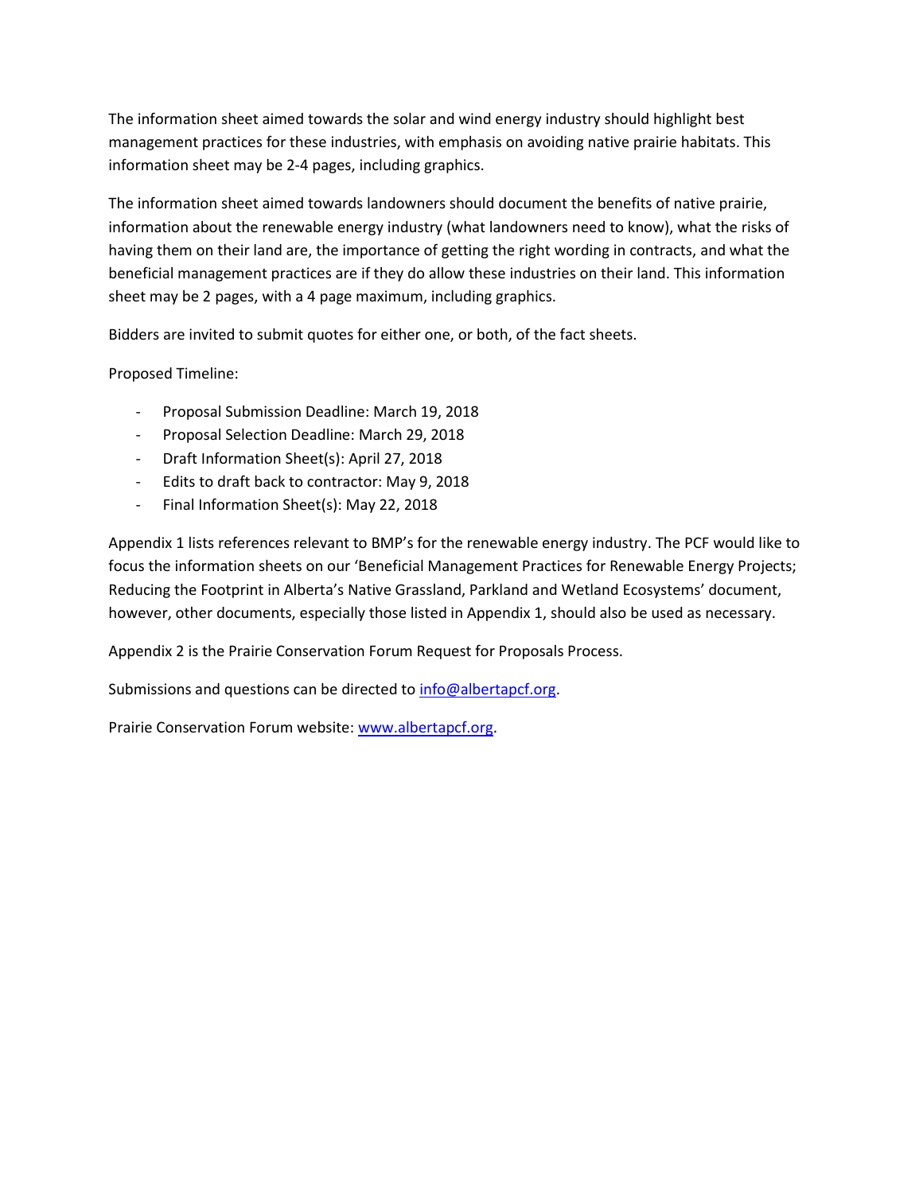The information sheet aimed towards the solar and wind energy industry should highlight best management practices for these industries, with emphasis on avoiding native prairie habitats. This information sheet may be 2-4 pages, including graphics.

The information sheet aimed towards landowners should document the benefits of native prairie, information about the renewable energy industry (what landowners need to know), what the risks of having them on their land are, the importance of getting the right wording in contracts, and what the beneficial management practices are if they do allow these industries on their land. This information sheet may be 2 pages, with a 4 page maximum, including graphics.

Bidders are invited to submit quotes for either one, or both, of the fact sheets.

Proposed Timeline:

- Proposal Submission Deadline: March 19, 2018
- Proposal Selection Deadline: March 29, 2018
- Draft Information Sheet(s): April 27, 2018
- Edits to draft back to contractor: May 9, 2018
- Final Information Sheet(s): May 22, 2018

Appendix 1 lists references relevant to BMP's for the renewable energy industry. The PCF would like to focus the information sheets on our 'Beneficial Management Practices for Renewable Energy Projects; Reducing the Footprint in Alberta's Native Grassland, Parkland and Wetland Ecosystems' document, however, other documents, especially those listed in Appendix 1, should also be used as necessary.

Appendix 2 is the Prairie Conservation Forum Request for Proposals Process.

Submissions and questions can be directed to [info@albertapcf.org](mailto:info@albertapcf.org).

Prairie Conservation Forum website: [www.albertapcf.org](http://www.albertapcf.org).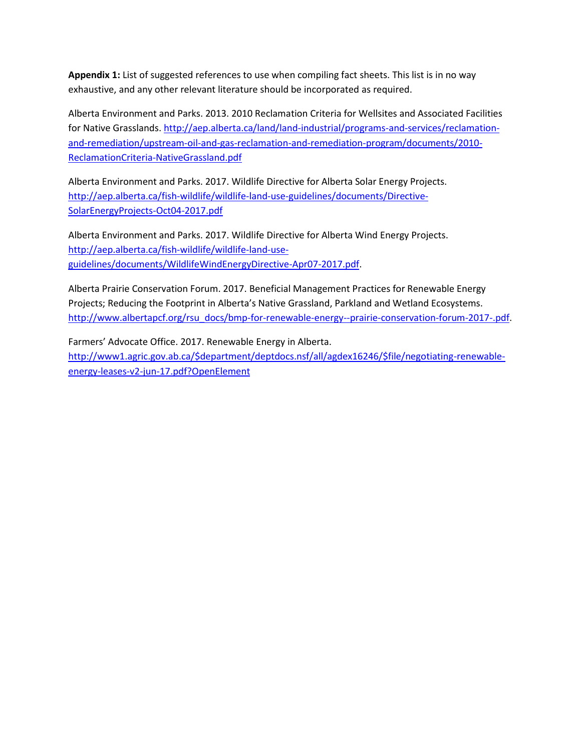**Appendix 1:** List of suggested references to use when compiling fact sheets. This list is in no way exhaustive, and any other relevant literature should be incorporated as required.

Alberta Environment and Parks. 2013. 2010 Reclamation Criteria for Wellsites and Associated Facilities for Native Grasslands. http://aep.alberta.ca/land/land-industrial/programs-and-services/reclamation-and-remediation/upstream-oil-and-gas-reclamation-and-remediation-program/documents/2010-ReclamationCriteria-NativeGrassland.pdf

Alberta Environment and Parks. 2017. Wildlife Directive for Alberta Solar Energy Projects. http://aep.alberta.ca/fish-wildlife/wildlife-land-use-guidelines/documents/Directive-SolarEnergyProjects-Oct04-2017.pdf

Alberta Environment and Parks. 2017. Wildlife Directive for Alberta Wind Energy Projects. http://aep.alberta.ca/fish-wildlife/wildlife-land-use-guidelines/documents/WildlifeWindEnergyDirective-Apr07-2017.pdf.

Alberta Prairie Conservation Forum. 2017. Beneficial Management Practices for Renewable Energy Projects; Reducing the Footprint in Alberta's Native Grassland, Parkland and Wetland Ecosystems. http://www.albertapcf.org/rsu_docs/bmp-for-renewable-energy--prairie-conservation-forum-2017-.pdf.

Farmers' Advocate Office. 2017. Renewable Energy in Alberta. http://www1.agric.gov.ab.ca/$department/deptdocs.nsf/all/agdex16246/$file/negotiating-renewable-energy-leases-v2-jun-17.pdf?OpenElement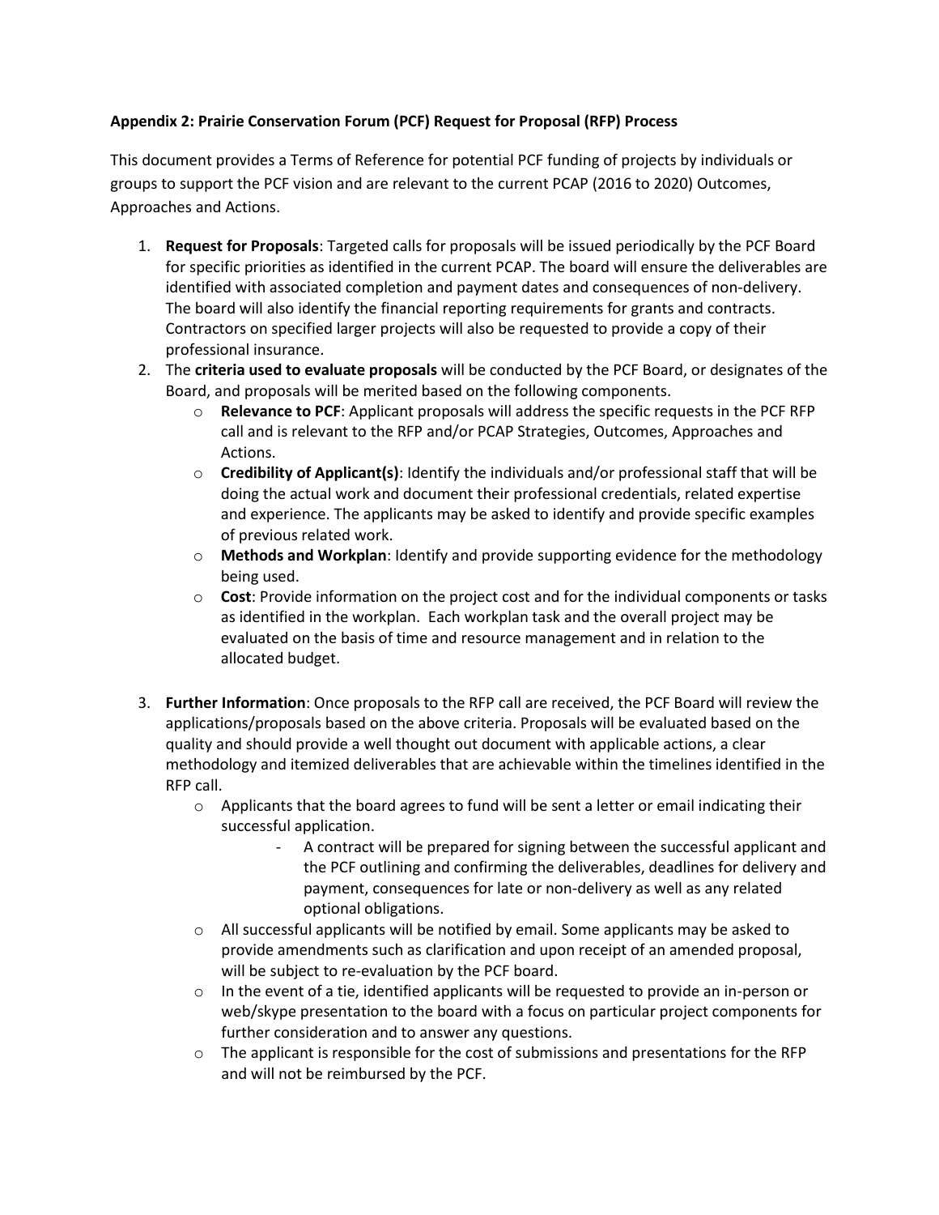**Appendix 2: Prairie Conservation Forum (PCF) Request for Proposal (RFP) Process**

This document provides a Terms of Reference for potential PCF funding of projects by individuals or groups to support the PCF vision and are relevant to the current PCAP (2016 to 2020) Outcomes, Approaches and Actions.

1. **Request for Proposals**: Targeted calls for proposals will be issued periodically by the PCF Board for specific priorities as identified in the current PCAP. The board will ensure the deliverables are identified with associated completion and payment dates and consequences of non-delivery. The board will also identify the financial reporting requirements for grants and contracts. Contractors on specified larger projects will also be requested to provide a copy of their professional insurance.
2. The **criteria used to evaluate proposals** will be conducted by the PCF Board, or designates of the Board, and proposals will be merited based on the following components.
    - **Relevance to PCF**: Applicant proposals will address the specific requests in the PCF RFP call and is relevant to the RFP and/or PCAP Strategies, Outcomes, Approaches and Actions.
    - **Credibility of Applicant(s)**: Identify the individuals and/or professional staff that will be doing the actual work and document their professional credentials, related expertise and experience. The applicants may be asked to identify and provide specific examples of previous related work.
    - **Methods and Workplan**: Identify and provide supporting evidence for the methodology being used.
    - **Cost**: Provide information on the project cost and for the individual components or tasks as identified in the workplan. Each workplan task and the overall project may be evaluated on the basis of time and resource management and in relation to the allocated budget.
3. **Further Information**: Once proposals to the RFP call are received, the PCF Board will review the applications/proposals based on the above criteria. Proposals will be evaluated based on the quality and should provide a well thought out document with applicable actions, a clear methodology and itemized deliverables that are achievable within the timelines identified in the RFP call.
    - Applicants that the board agrees to fund will be sent a letter or email indicating their successful application.
        - A contract will be prepared for signing between the successful applicant and the PCF outlining and confirming the deliverables, deadlines for delivery and payment, consequences for late or non-delivery as well as any related optional obligations.
    - All successful applicants will be notified by email. Some applicants may be asked to provide amendments such as clarification and upon receipt of an amended proposal, will be subject to re-evaluation by the PCF board.
    - In the event of a tie, identified applicants will be requested to provide an in-person or web/skype presentation to the board with a focus on particular project components for further consideration and to answer any questions.
    - The applicant is responsible for the cost of submissions and presentations for the RFP and will not be reimbursed by the PCF.